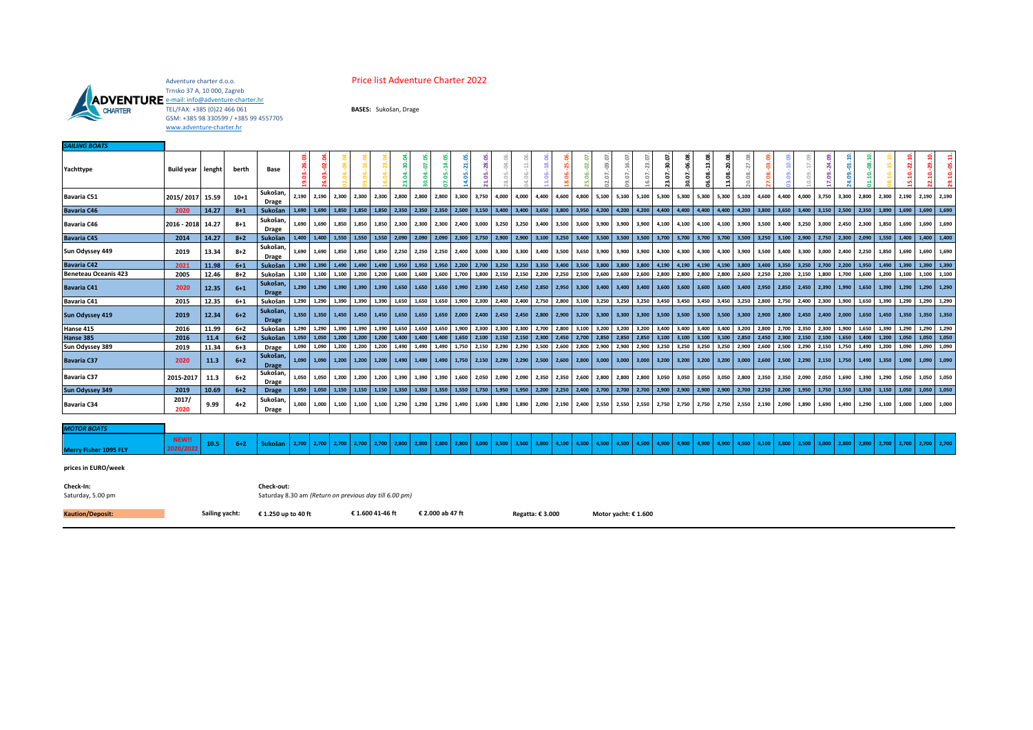Adventure charter d.o.o.
Trnsko 37 A, 10 000, Zagreb
e-mail: info@adventure-charter.hr
TEL/FAX: +385 (0)22 466 061
GSM: +385 98 330599 / +385 99 4557705
www.adventure-charter.hr

# Price list Adventure Charter 2022

**BASES:** Sukošan, Drage

**SAILING BOATS**

| Yachttype | Build year | lenght | berth | Base | 19.03.-26.03. | 26.03.-02.04. | 02.04.-09.04. | 09.04.-16.04. | 16.04.-23.04. | 23.04.-30.04. | 30.04.-07.05. | 07.05.-14.05. | 14.05.-21.05. | 21.05.-28.05. | 28.05.-04.06. | 04.06.-11.06. | 11.06.-18.06. | 18.06.-25.06. | 25.06.-02.07. | 02.07.-09.07. | 09.07.-16.07. | 16.07.-23.07. | 23.07.-30.07. | 30.07.-06.08. | 06.08.-13.08. | 13.08.-20.08. | 20.08.-27.08. | 27.08.-03.09. | 03.09.-10.09. | 10.09.-17.09. | 17.09.-24.09. | 24.09.-01.10. | 01.10.-08.10. | 08.10.-15.10. | 15.10.-22.10. | 22.10.-29.10. | 29.10.-05.11. |
|---|---|---|---|---|---|---|---|---|---|---|---|---|---|---|---|---|---|---|---|---|---|---|---|---|---|---|---|---|---|---|---|---|---|---|---|---|---|
| Bavaria C51 | 2015/ 2017 | 15.59 | 10+1 | Sukošan, Drage | 2,190 | 2,190 | 2,300 | 2,300 | 2,300 | 2,800 | 2,800 | 2,800 | 3,300 | 3,750 | 4,000 | 4,000 | 4,400 | 4,600 | 4,800 | 5,100 | 5,100 | 5,100 | 5,300 | 5,300 | 5,300 | 5,300 | 5,100 | 4,600 | 4,400 | 4,000 | 3,750 | 3,300 | 2,800 | 2,300 | 2,190 | 2,190 | 2,190 |
| Bavaria C46 | 2020 | 14.27 | 8+1 | Sukošan | 1,690 | 1,690 | 1,850 | 1,850 | 1,850 | 2,350 | 2,350 | 2,350 | 2,500 | 3,150 | 3,400 | 3,400 | 3,650 | 3,800 | 3,950 | 4,200 | 4,200 | 4,200 | 4,400 | 4,400 | 4,400 | 4,400 | 4,200 | 3,800 | 3,650 | 3,400 | 3,150 | 2,500 | 2,350 | 1,890 | 1,690 | 1,690 | 1,690 |
| Bavaria C46 | 2016 - 2018 | 14.27 | 8+1 | Sukošan, Drage | 1,690 | 1,690 | 1,850 | 1,850 | 1,850 | 2,300 | 2,300 | 2,300 | 2,400 | 3,000 | 3,250 | 3,250 | 3,400 | 3,500 | 3,600 | 3,900 | 3,900 | 3,900 | 4,100 | 4,100 | 4,100 | 4,100 | 3,900 | 3,500 | 3,400 | 3,250 | 3,000 | 2,450 | 2,300 | 1,850 | 1,690 | 1,690 | 1,690 |
| Bavaria C45 | 2014 | 14.27 | 8+2 | Sukošan | 1,400 | 1,400 | 1,550 | 1,550 | 1,550 | 2,090 | 2,090 | 2,090 | 2,300 | 2,750 | 2,900 | 2,900 | 3,100 | 3,250 | 3,400 | 3,500 | 3,500 | 3,500 | 3,700 | 3,700 | 3,700 | 3,700 | 3,500 | 3,250 | 3,100 | 2,900 | 2,750 | 2,300 | 2,090 | 1,550 | 1,400 | 1,400 | 1,400 |
| Sun Odyssey 449 | 2019 | 13.34 | 8+2 | Sukošan, Drage | 1,690 | 1,690 | 1,850 | 1,850 | 1,850 | 2,250 | 2,250 | 2,250 | 2,400 | 3,000 | 3,300 | 3,300 | 3,400 | 3,500 | 3,650 | 3,900 | 3,900 | 3,900 | 4,300 | 4,300 | 4,300 | 4,300 | 3,900 | 3,500 | 3,400 | 3,300 | 3,000 | 2,400 | 2,250 | 1,850 | 1,690 | 1,690 | 1,690 |
| Bavaria C42 | 2021 | 11.98 | 6+1 | Sukošan | 1,390 | 1,390 | 1,490 | 1,490 | 1,490 | 1,950 | 1,950 | 1,950 | 2,200 | 2,700 | 3,250 | 3,250 | 3,350 | 3,400 | 3,500 | 3,800 | 3,800 | 3,800 | 4,190 | 4,190 | 4,190 | 4,190 | 3,800 | 3,400 | 3,350 | 3,250 | 2,700 | 2,200 | 1,950 | 1,490 | 1,390 | 1,390 | 1,390 |
| Beneteau Oceanis 423 | 2005 | 12.46 | 8+2 | Sukošan | 1,100 | 1,100 | 1,100 | 1,200 | 1,200 | 1,600 | 1,600 | 1,600 | 1,700 | 1,800 | 2,150 | 2,150 | 2,200 | 2,250 | 2,500 | 2,600 | 2,600 | 2,600 | 2,800 | 2,800 | 2,800 | 2,800 | 2,600 | 2,250 | 2,200 | 2,150 | 1,800 | 1,700 | 1,600 | 1,200 | 1,100 | 1,100 | 1,100 |
| Bavaria C41 | 2020 | 12.35 | 6+1 | Sukošan, Drage | 1,290 | 1,290 | 1,390 | 1,390 | 1,390 | 1,650 | 1,650 | 1,650 | 1,990 | 2,390 | 2,450 | 2,450 | 2,850 | 2,950 | 3,300 | 3,400 | 3,400 | 3,400 | 3,600 | 3,600 | 3,600 | 3,600 | 3,400 | 2,950 | 2,850 | 2,450 | 2,390 | 1,990 | 1,650 | 1,390 | 1,290 | 1,290 | 1,290 |
| Bavaria C41 | 2015 | 12.35 | 6+1 | Sukošan | 1,290 | 1,290 | 1,390 | 1,390 | 1,390 | 1,650 | 1,650 | 1,650 | 1,900 | 2,300 | 2,400 | 2,400 | 2,750 | 2,800 | 3,100 | 3,250 | 3,250 | 3,250 | 3,450 | 3,450 | 3,450 | 3,450 | 3,250 | 2,800 | 2,750 | 2,400 | 2,300 | 1,900 | 1,650 | 1,390 | 1,290 | 1,290 | 1,290 |
| Sun Odyssey 419 | 2019 | 12.34 | 6+2 | Sukošan, Drage | 1,350 | 1,350 | 1,450 | 1,450 | 1,450 | 1,650 | 1,650 | 1,650 | 2,000 | 2,400 | 2,450 | 2,450 | 2,800 | 2,900 | 3,200 | 3,300 | 3,300 | 3,300 | 3,500 | 3,500 | 3,500 | 3,500 | 3,300 | 2,900 | 2,800 | 2,450 | 2,400 | 2,000 | 1,650 | 1,450 | 1,350 | 1,350 | 1,350 |
| Hanse 415 | 2016 | 11.99 | 6+2 | Sukošan | 1,290 | 1,290 | 1,390 | 1,390 | 1,390 | 1,650 | 1,650 | 1,650 | 1,900 | 2,300 | 2,300 | 2,300 | 2,700 | 2,800 | 3,100 | 3,200 | 3,200 | 3,200 | 3,400 | 3,400 | 3,400 | 3,400 | 3,200 | 2,800 | 2,700 | 2,350 | 2,300 | 1,900 | 1,650 | 1,390 | 1,290 | 1,290 | 1,290 |
| Hanse 385 | 2016 | 11.4 | 6+2 | Sukošan | 1,050 | 1,050 | 1,200 | 1,200 | 1,200 | 1,400 | 1,400 | 1,400 | 1,650 | 2,100 | 2,150 | 2,150 | 2,300 | 2,450 | 2,700 | 2,850 | 2,850 | 2,850 | 3,100 | 3,100 | 3,100 | 3,100 | 2,850 | 2,450 | 2,300 | 2,150 | 2,100 | 1,650 | 1,400 | 1,200 | 1,050 | 1,050 | 1,050 |
| Sun Odyssey 389 | 2019 | 11.34 | 6+3 | Drage | 1,090 | 1,090 | 1,200 | 1,200 | 1,200 | 1,490 | 1,490 | 1,490 | 1,750 | 2,150 | 2,290 | 2,290 | 2,500 | 2,600 | 2,800 | 2,900 | 2,900 | 2,900 | 3,250 | 3,250 | 3,250 | 3,250 | 2,900 | 2,600 | 2,500 | 2,290 | 2,150 | 1,750 | 1,490 | 1,200 | 1,090 | 1,090 | 1,090 |
| Bavaria C37 | 2020 | 11.3 | 6+2 | Sukošan, Drage | 1,090 | 1,090 | 1,200 | 1,200 | 1,200 | 1,490 | 1,490 | 1,490 | 1,750 | 2,150 | 2,290 | 2,290 | 2,500 | 2,600 | 2,800 | 3,000 | 3,000 | 3,000 | 3,200 | 3,200 | 3,200 | 3,200 | 3,000 | 2,600 | 2,500 | 2,290 | 2,150 | 1,750 | 1,490 | 1,350 | 1,090 | 1,090 | 1,090 |
| Bavaria C37 | 2015-2017 | 11.3 | 6+2 | Sukošan, Drage | 1,050 | 1,050 | 1,200 | 1,200 | 1,200 | 1,390 | 1,390 | 1,390 | 1,600 | 2,050 | 2,090 | 2,090 | 2,350 | 2,350 | 2,600 | 2,800 | 2,800 | 2,800 | 3,050 | 3,050 | 3,050 | 3,050 | 2,800 | 2,350 | 2,350 | 2,090 | 2,050 | 1,690 | 1,390 | 1,290 | 1,050 | 1,050 | 1,050 |
| Sun Odyssey 349 | 2019 | 10.69 | 6+2 | Drage | 1,050 | 1,050 | 1,150 | 1,150 | 1,150 | 1,350 | 1,350 | 1,350 | 1,550 | 1,750 | 1,950 | 1,950 | 2,200 | 2,250 | 2,400 | 2,700 | 2,700 | 2,700 | 2,900 | 2,900 | 2,900 | 2,900 | 2,700 | 2,250 | 2,200 | 1,950 | 1,750 | 1,550 | 1,350 | 1,150 | 1,050 | 1,050 | 1,050 |
| Bavaria C34 | 2017/ 2020 | 9.99 | 4+2 | Sukošan, Drage | 1,000 | 1,000 | 1,100 | 1,100 | 1,100 | 1,290 | 1,290 | 1,290 | 1,490 | 1,690 | 1,890 | 1,890 | 2,090 | 2,190 | 2,400 | 2,550 | 2,550 | 2,550 | 2,750 | 2,750 | 2,750 | 2,750 | 2,550 | 2,190 | 2,090 | 1,890 | 1,690 | 1,490 | 1,290 | 1,100 | 1,000 | 1,000 | 1,000 |

**MOTOR BOATS**

| Yachttype | Build year | lenght | berth | Base | 19.03.-26.03. | 26.03.-02.04. | 02.04.-09.04. | 09.04.-16.04. | 16.04.-23.04. | 23.04.-30.04. | 30.04.-07.05. | 07.05.-14.05. | 14.05.-21.05. | 21.05.-28.05. | 28.05.-04.06. | 04.06.-11.06. | 11.06.-18.06. | 18.06.-25.06. | 25.06.-02.07. | 02.07.-09.07. | 09.07.-16.07. | 16.07.-23.07. | 23.07.-30.07. | 30.07.-06.08. | 06.08.-13.08. | 13.08.-20.08. | 20.08.-27.08. | 27.08.-03.09. | 03.09.-10.09. | 10.09.-17.09. | 17.09.-24.09. | 24.09.-01.10. | 01.10.-08.10. | 08.10.-15.10. | 15.10.-22.10. | 22.10.-29.10. | 29.10.-05.11. |
|---|---|---|---|---|---|---|---|---|---|---|---|---|---|---|---|---|---|---|---|---|---|---|---|---|---|---|---|---|---|---|---|---|---|---|---|---|---|
| Merry Fisher 1095 FLY | NEW!! 2020/2022 | 10.5 | 6+2 | Sukošan | 2,700 | 2,700 | 2,700 | 2,700 | 2,700 | 2,800 | 2,800 | 2,800 | 2,800 | 3,000 | 3,500 | 3,500 | 3,800 | 4,100 | 4,300 | 4,500 | 4,500 | 4,500 | 4,900 | 4,900 | 4,900 | 4,900 | 4,500 | 4,100 | 3,800 | 3,500 | 3,000 | 2,800 | 2,800 | 2,700 | 2,700 | 2,700 | 2,700 |

**prices in EURO/week**

**Check-In:**
Saturday, 5.00 pm

**Check-out:**
Saturday 8.30 am *(Return on previous day till 6.00 pm)*

**Kaution/Deposit:** **Sailing yacht:** **€ 1.250 up to 40 ft** **€ 1.600 41-46 ft** **€ 2.000 ab 47 ft** **Regatta: € 3.000** **Motor yacht: € 1.600**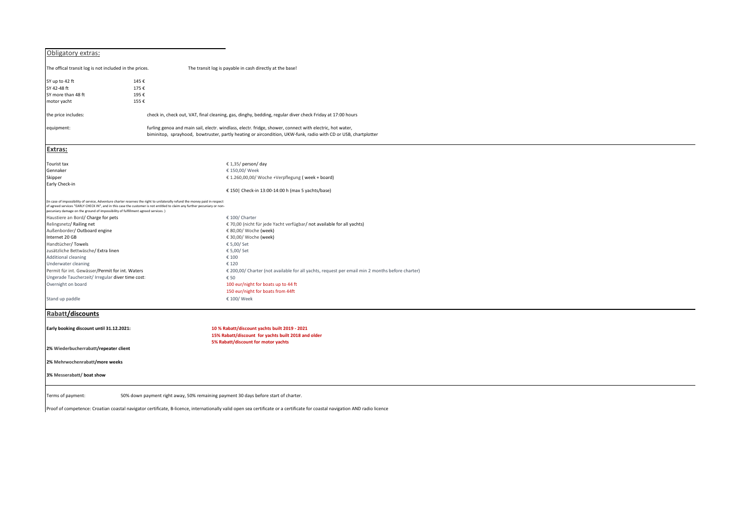## Obligatory extras:

The offical transit log is not included in the prices. The transit log is payable in cash directly at the base!

| | |
|---|---|
| SY up to 42 ft | 145 € |
| SY 42-48 ft | 175 € |
| SY more than 48 ft | 195 € |
| motor yacht | 155 € |

the price includes: check in, check out, VAT, final cleaning, gas, dinghy, bedding, regular diver check Friday at 17:00 hours

equipment: furling genoa and main sail, electr. windlass, electr. fridge, shower, connect with electric, hot water, biminitop, sprayhood, bowtruster, partly heating or aircondition, UKW-funk, radio with CD or USB, chartplotter

## Extras:

| | |
|---|---|
| Tourist tax | € 1,35/ person/ day |
| Gennaker | € 150,00/ Week |
| Skipper | € 1.260,00,00/ Woche +Verpflegung ( week + board) |
| Early Check-in | € 150\| Check-in 13:00-14:00 h (max 5 yachts/base) |

(In case of impossibility of service, Adventure charter reserves the right to unilaterally refund the money paid in respect of agreed services "EARLY CHECK IN", and in this case the customer is not entitled to claim any further pecuniary or non-pecuniary damage on the ground of impossibility of fulfillment agreed services. )

| | |
|---|---|
| Haustiere an Bord/ Charge for pets | € 100/ Charter |
| Relingsnetz/ Railing net | € 70,00 (nicht für jede Yacht verfügbar/ not available for all yachts) |
| Außenborder/ Outboard engine | € 80,00/ Woche (week) |
| Internet 20 GB | € 30,00/ Woche (week) |
| Handtücher/ Towels | € 5,00/ Set |
| zusätzliche Bettwäsche/ Extra linen | € 5,00/ Set |
| Additional cleaning | € 100 |
| Underwater cleaning | € 120 |
| Permit für int. Gewässer/Permit for int. Waters | € 200,00/ Charter (not available for all yachts, request per email min 2 months before charter) |
| Ungerade Taucherzeit/ Irregular diver time cost: | € 50 |
| Overnight on board | 100 eur/night for boats up to 44 ft<br>150 eur/night for boats from 44ft |
| Stand up paddle | € 100/ Week |

## Rabatt/discounts

**Early booking discount until 31.12.2021:**

**10 % Rabatt/discount yachts built 2019 - 2021**
**15% Rabatt/discount for yachts built 2018 and older**
**5% Rabatt/discount for motor yachts**

**2% Wiederbucherrabatt/repeater client**

**2% Mehrwochenrabatt/more weeks**

**3% Messerabatt/ boat show**

Terms of payment: 50% down payment right away, 50% remaining payment 30 days before start of charter.

Proof of competence: Croatian coastal navigator certificate, B-licence, internationally valid open sea certificate or a certificate for coastal navigation AND radio licence